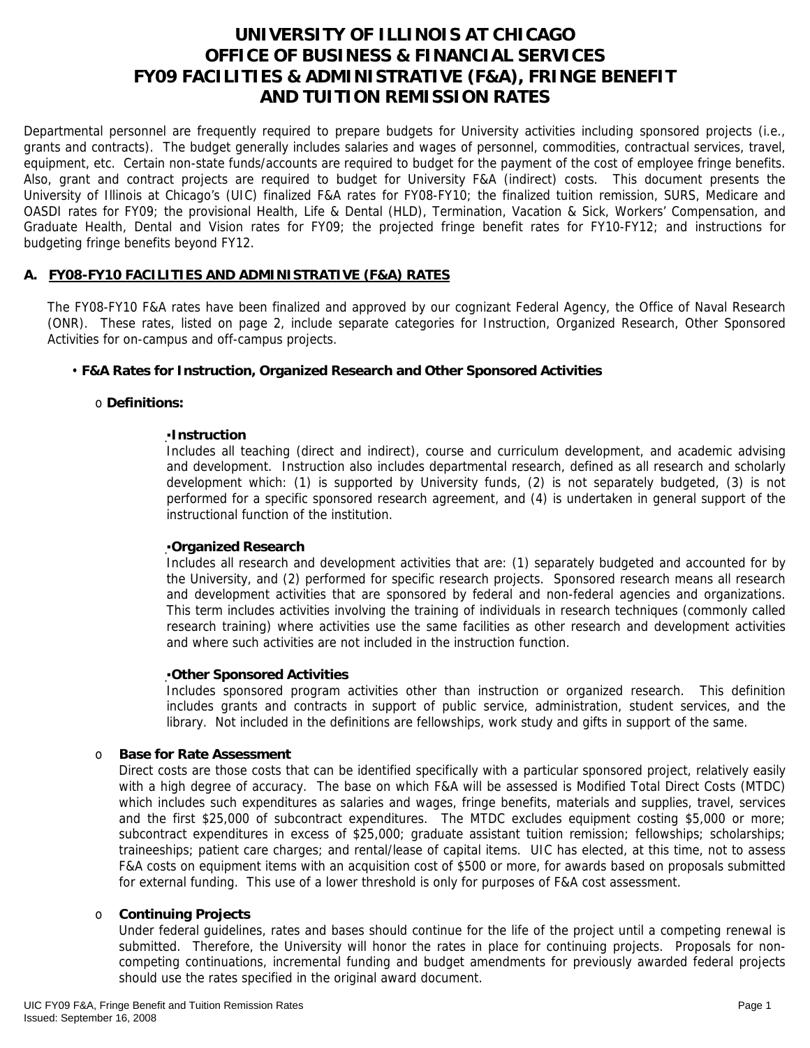# UNIVERSITY OF ILLINOIS AT CHICAGO
# OFFICE OF BUSINESS & FINANCIAL SERVICES
# FY09 FACILITIES & ADMINISTRATIVE (F&A), FRINGE BENEFIT AND TUITION REMISSION RATES

Departmental personnel are frequently required to prepare budgets for University activities including sponsored projects (i.e., grants and contracts). The budget generally includes salaries and wages of personnel, commodities, contractual services, travel, equipment, etc. Certain non-state funds/accounts are required to budget for the payment of the cost of employee fringe benefits. Also, grant and contract projects are required to budget for University F&A (indirect) costs. This document presents the University of Illinois at Chicago's (UIC) finalized F&A rates for FY08-FY10; the finalized tuition remission, SURS, Medicare and OASDI rates for FY09; the provisional Health, Life & Dental (HLD), Termination, Vacation & Sick, Workers' Compensation, and Graduate Health, Dental and Vision rates for FY09; the projected fringe benefit rates for FY10-FY12; and instructions for budgeting fringe benefits beyond FY12.

## A. FY08-FY10 FACILITIES AND ADMINISTRATIVE (F&A) RATES

The FY08-FY10 F&A rates have been finalized and approved by our cognizant Federal Agency, the Office of Naval Research (ONR). These rates, listed on page 2, include separate categories for Instruction, Organized Research, Other Sponsored Activities for on-campus and off-campus projects.

- **F&A Rates for Instruction, Organized Research and Other Sponsored Activities**

  - **Definitions:**

    - **Instruction**
      Includes all teaching (direct and indirect), course and curriculum development, and academic advising and development. Instruction also includes departmental research, defined as all research and scholarly development which: (1) is supported by University funds, (2) is not separately budgeted, (3) is not performed for a specific sponsored research agreement, and (4) is undertaken in general support of the instructional function of the institution.

    - **Organized Research**
      Includes all research and development activities that are: (1) separately budgeted and accounted for by the University, and (2) performed for specific research projects. Sponsored research means all research and development activities that are sponsored by federal and non-federal agencies and organizations. This term includes activities involving the training of individuals in research techniques (commonly called research training) where activities use the same facilities as other research and development activities and where such activities are not included in the instruction function.

    - **Other Sponsored Activities**
      Includes sponsored program activities other than instruction or organized research. This definition includes grants and contracts in support of public service, administration, student services, and the library. Not included in the definitions are fellowships, work study and gifts in support of the same.

  - **Base for Rate Assessment**
    Direct costs are those costs that can be identified specifically with a particular sponsored project, relatively easily with a high degree of accuracy. The base on which F&A will be assessed is Modified Total Direct Costs (MTDC) which includes such expenditures as salaries and wages, fringe benefits, materials and supplies, travel, services and the first $25,000 of subcontract expenditures. The MTDC excludes equipment costing $5,000 or more; subcontract expenditures in excess of $25,000; graduate assistant tuition remission; fellowships; scholarships; traineeships; patient care charges; and rental/lease of capital items. UIC has elected, at this time, not to assess F&A costs on equipment items with an acquisition cost of $500 or more, for awards based on proposals submitted for external funding. This use of a lower threshold is only for purposes of F&A cost assessment.

  - **Continuing Projects**
    Under federal guidelines, rates and bases should continue for the life of the project until a competing renewal is submitted. Therefore, the University will honor the rates in place for continuing projects. Proposals for non-competing continuations, incremental funding and budget amendments for previously awarded federal projects should use the rates specified in the original award document.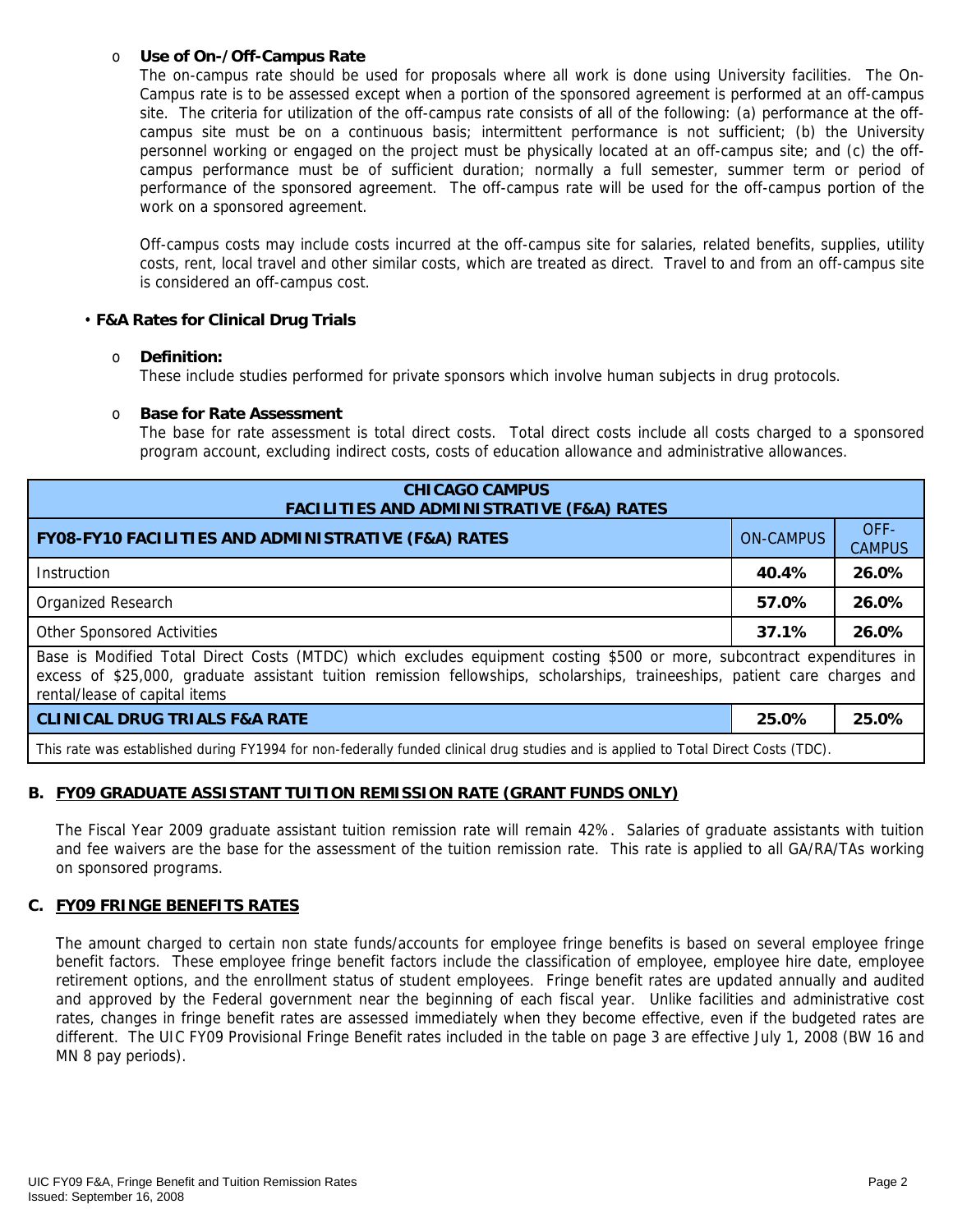- **Use of On-/Off-Campus Rate**

  The on-campus rate should be used for proposals where all work is done using University facilities. The On-Campus rate is to be assessed except when a portion of the sponsored agreement is performed at an off-campus site. The criteria for utilization of the off-campus rate consists of all of the following: (a) performance at the off-campus site must be on a continuous basis; intermittent performance is not sufficient; (b) the University personnel working or engaged on the project must be physically located at an off-campus site; and (c) the off-campus performance must be of sufficient duration; normally a full semester, summer term or period of performance of the sponsored agreement. The off-campus rate will be used for the off-campus portion of the work on a sponsored agreement.

  Off-campus costs may include costs incurred at the off-campus site for salaries, related benefits, supplies, utility costs, rent, local travel and other similar costs, which are treated as direct. Travel to and from an off-campus site is considered an off-campus cost.

- **F&A Rates for Clinical Drug Trials**

  - **Definition:**

    These include studies performed for private sponsors which involve human subjects in drug protocols.

  - **Base for Rate Assessment**

    The base for rate assessment is total direct costs. Total direct costs include all costs charged to a sponsored program account, excluding indirect costs, costs of education allowance and administrative allowances.

| **CHICAGO CAMPUS FACILITIES AND ADMINISTRATIVE (F&A) RATES** | | |
|---|---|---|
| **FY08-FY10 FACILITIES AND ADMINISTRATIVE (F&A) RATES** | ON-CAMPUS | OFF-CAMPUS |
| Instruction | **40.4%** | **26.0%** |
| Organized Research | **57.0%** | **26.0%** |
| Other Sponsored Activities | **37.1%** | **26.0%** |
| Base is Modified Total Direct Costs (MTDC) which excludes equipment costing $500 or more, subcontract expenditures in excess of $25,000, graduate assistant tuition remission fellowships, scholarships, traineeships, patient care charges and rental/lease of capital items | | |
| **CLINICAL DRUG TRIALS F&A RATE** | **25.0%** | **25.0%** |
| This rate was established during FY1994 for non-federally funded clinical drug studies and is applied to Total Direct Costs (TDC). | | |

## B. FY09 GRADUATE ASSISTANT TUITION REMISSION RATE (GRANT FUNDS ONLY)

The Fiscal Year 2009 graduate assistant tuition remission rate will remain 42%. Salaries of graduate assistants with tuition and fee waivers are the base for the assessment of the tuition remission rate. This rate is applied to all GA/RA/TAs working on sponsored programs.

## C. FY09 FRINGE BENEFITS RATES

The amount charged to certain non state funds/accounts for employee fringe benefits is based on several employee fringe benefit factors. These employee fringe benefit factors include the classification of employee, employee hire date, employee retirement options, and the enrollment status of student employees. Fringe benefit rates are updated annually and audited and approved by the Federal government near the beginning of each fiscal year. Unlike facilities and administrative cost rates, changes in fringe benefit rates are assessed immediately when they become effective, even if the budgeted rates are different. The UIC FY09 Provisional Fringe Benefit rates included in the table on page 3 are effective July 1, 2008 (BW 16 and MN 8 pay periods).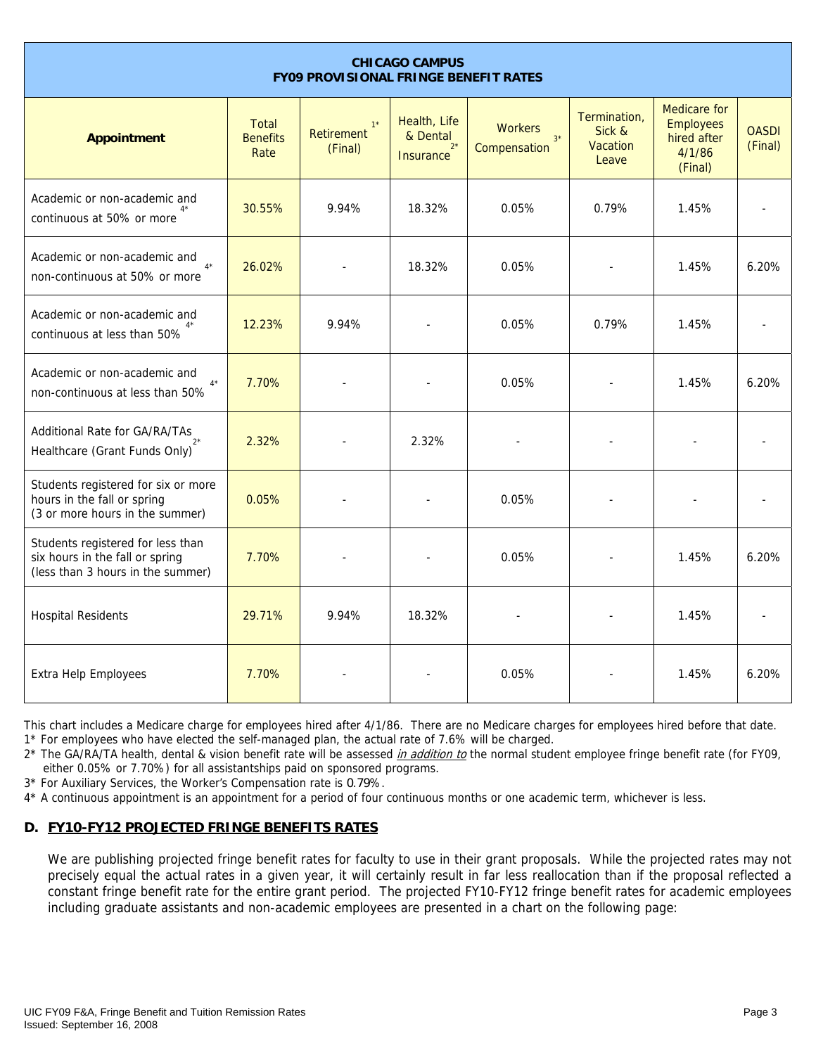| CHICAGO CAMPUS FY09 PROVISIONAL FRINGE BENEFIT RATES | | | | | | | |
|---|---|---|---|---|---|---|---|
| **Appointment** | Total Benefits Rate | Retirement[1*] (Final) | Health, Life & Dental Insurance[2*] | Workers Compensation[3*] | Termination, Sick & Vacation Leave | Medicare for Employees hired after 4/1/86 (Final) | OASDI (Final) |
| Academic or non-academic and continuous at 50% or more[4*] | 30.55% | 9.94% | 18.32% | 0.05% | 0.79% | 1.45% | - |
| Academic or non-academic and non-continuous at 50% or more[4*] | 26.02% | - | 18.32% | 0.05% | - | 1.45% | 6.20% |
| Academic or non-academic and continuous at less than 50%[4*] | 12.23% | 9.94% | - | 0.05% | 0.79% | 1.45% | - |
| Academic or non-academic and non-continuous at less than 50%[4*] | 7.70% | - | - | 0.05% | - | 1.45% | 6.20% |
| Additional Rate for GA/RA/TAs Healthcare (Grant Funds Only)[2*] | 2.32% | - | 2.32% | - | - | - | - |
| Students registered for six or more hours in the fall or spring (3 or more hours in the summer) | 0.05% | - | - | 0.05% | - | - | - |
| Students registered for less than six hours in the fall or spring (less than 3 hours in the summer) | 7.70% | - | - | 0.05% | - | 1.45% | 6.20% |
| Hospital Residents | 29.71% | 9.94% | 18.32% | - | - | 1.45% | - |
| Extra Help Employees | 7.70% | - | - | 0.05% | - | 1.45% | 6.20% |

This chart includes a Medicare charge for employees hired after 4/1/86. There are no Medicare charges for employees hired before that date.

1* For employees who have elected the self-managed plan, the actual rate of 7.6% will be charged.

2* The GA/RA/TA health, dental & vision benefit rate will be assessed *in addition to* the normal student employee fringe benefit rate (for FY09, either 0.05% or 7.70%) for all assistantships paid on sponsored programs.

3* For Auxiliary Services, the Worker's Compensation rate is 0.79%.

4* A continuous appointment is an appointment for a period of four continuous months or one academic term, whichever is less.

## D. FY10-FY12 PROJECTED FRINGE BENEFITS RATES

We are publishing projected fringe benefit rates for faculty to use in their grant proposals. While the projected rates may not precisely equal the actual rates in a given year, it will certainly result in far less reallocation than if the proposal reflected a constant fringe benefit rate for the entire grant period. The projected FY10-FY12 fringe benefit rates for academic employees including graduate assistants and non-academic employees are presented in a chart on the following page: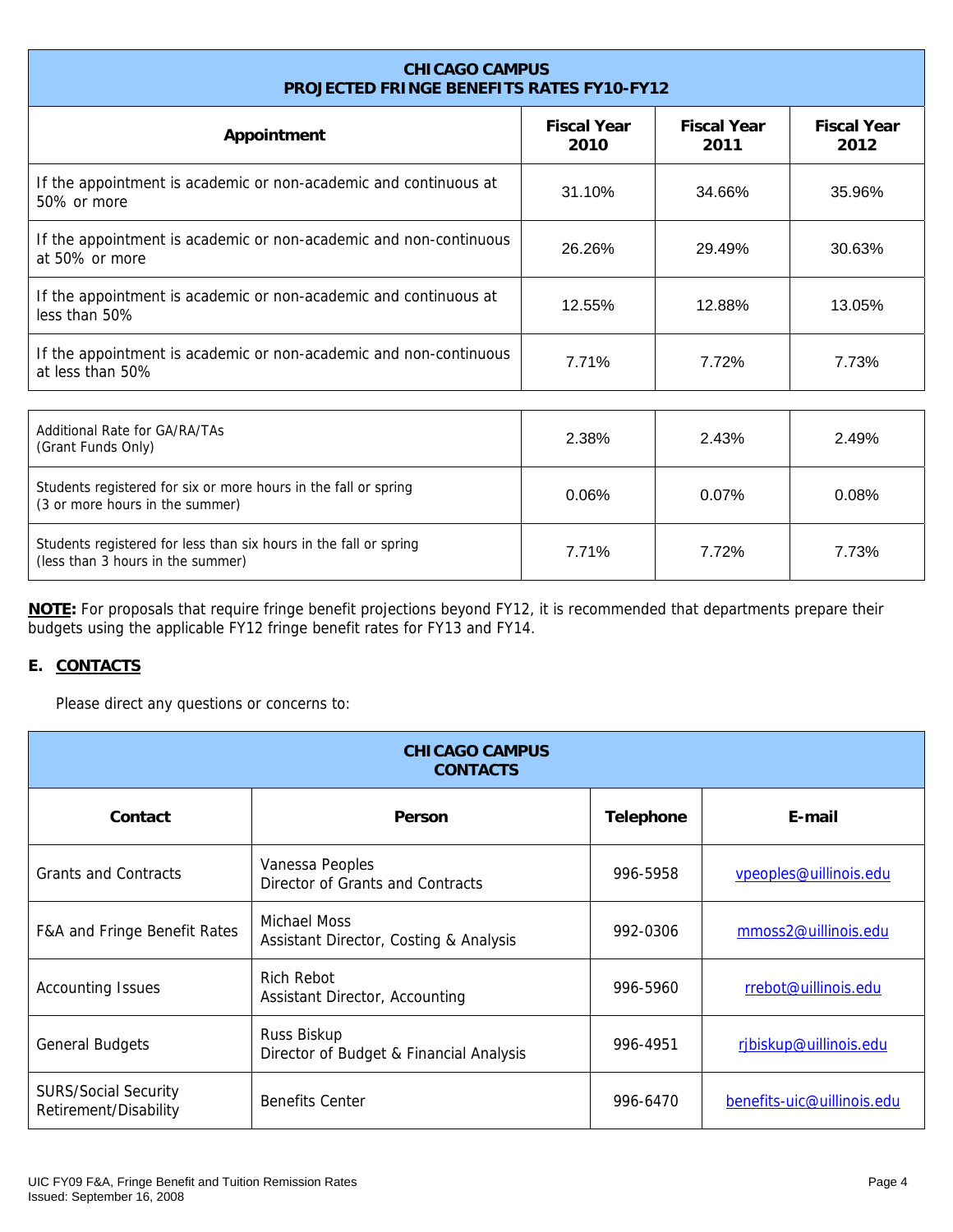| CHICAGO CAMPUS PROJECTED FRINGE BENEFITS RATES FY10-FY12 | | | |
|---|---|---|---|
| **Appointment** | **Fiscal Year 2010** | **Fiscal Year 2011** | **Fiscal Year 2012** |
| If the appointment is academic or non-academic and continuous at 50% or more | 31.10% | 34.66% | 35.96% |
| If the appointment is academic or non-academic and non-continuous at 50% or more | 26.26% | 29.49% | 30.63% |
| If the appointment is academic or non-academic and continuous at less than 50% | 12.55% | 12.88% | 13.05% |
| If the appointment is academic or non-academic and non-continuous at less than 50% | 7.71% | 7.72% | 7.73% |
| Additional Rate for GA/RA/TAs (Grant Funds Only) | 2.38% | 2.43% | 2.49% |
| Students registered for six or more hours in the fall or spring (3 or more hours in the summer) | 0.06% | 0.07% | 0.08% |
| Students registered for less than six hours in the fall or spring (less than 3 hours in the summer) | 7.71% | 7.72% | 7.73% |

**NOTE:** For proposals that require fringe benefit projections beyond FY12, it is recommended that departments prepare their budgets using the applicable FY12 fringe benefit rates for FY13 and FY14.

## E. CONTACTS

Please direct any questions or concerns to:

| CHICAGO CAMPUS CONTACTS | | | |
|---|---|---|---|
| **Contact** | **Person** | **Telephone** | **E-mail** |
| Grants and Contracts | Vanessa Peoples<br>Director of Grants and Contracts | 996-5958 | vpeoples@uillinois.edu |
| F&A and Fringe Benefit Rates | Michael Moss<br>Assistant Director, Costing & Analysis | 992-0306 | mmoss2@uillinois.edu |
| Accounting Issues | Rich Rebot<br>Assistant Director, Accounting | 996-5960 | rrebot@uillinois.edu |
| General Budgets | Russ Biskup<br>Director of Budget & Financial Analysis | 996-4951 | rjbiskup@uillinois.edu |
| SURS/Social Security Retirement/Disability | Benefits Center | 996-6470 | benefits-uic@uillinois.edu |